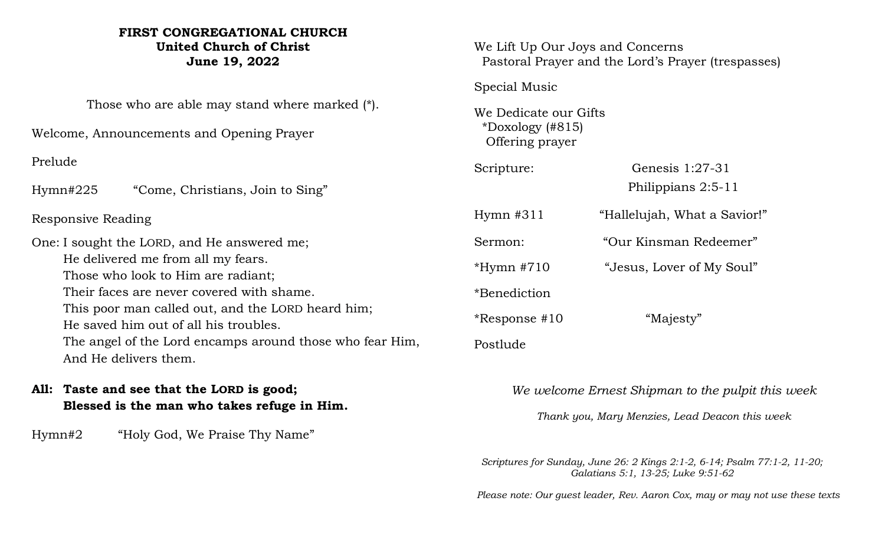**FIRST CONGREGATIONAL CHURCH**
**United Church of Christ**
**June 19, 2022**

Those who are able may stand where marked (*).

Welcome, Announcements and Opening Prayer

Prelude

Hymn#225 "Come, Christians, Join to Sing"

Responsive Reading

One: I sought the LORD, and He answered me;
He delivered me from all my fears.
Those who look to Him are radiant;
Their faces are never covered with shame.
This poor man called out, and the LORD heard him;
He saved him out of all his troubles.
The angel of the Lord encamps around those who fear Him,
And He delivers them.

**All: Taste and see that the LORD is good;**
**Blessed is the man who takes refuge in Him.**

Hymn#2 "Holy God, We Praise Thy Name"

We Lift Up Our Joys and Concerns
Pastoral Prayer and the Lord's Prayer (trespasses)

Special Music

We Dedicate our Gifts
*Doxology (#815)
Offering prayer

Scripture: Genesis 1:27-31
Philippians 2:5-11

Hymn #311 "Hallelujah, What a Savior!"

Sermon: "Our Kinsman Redeemer"

*Hymn #710 "Jesus, Lover of My Soul"

*Benediction

*Response #10 "Majesty"

Postlude

*We welcome Ernest Shipman to the pulpit this week*

*Thank you, Mary Menzies, Lead Deacon this week*

*Scriptures for Sunday, June 26: 2 Kings 2:1-2, 6-14; Psalm 77:1-2, 11-20; Galatians 5:1, 13-25; Luke 9:51-62*

*Please note: Our guest leader, Rev. Aaron Cox, may or may not use these texts*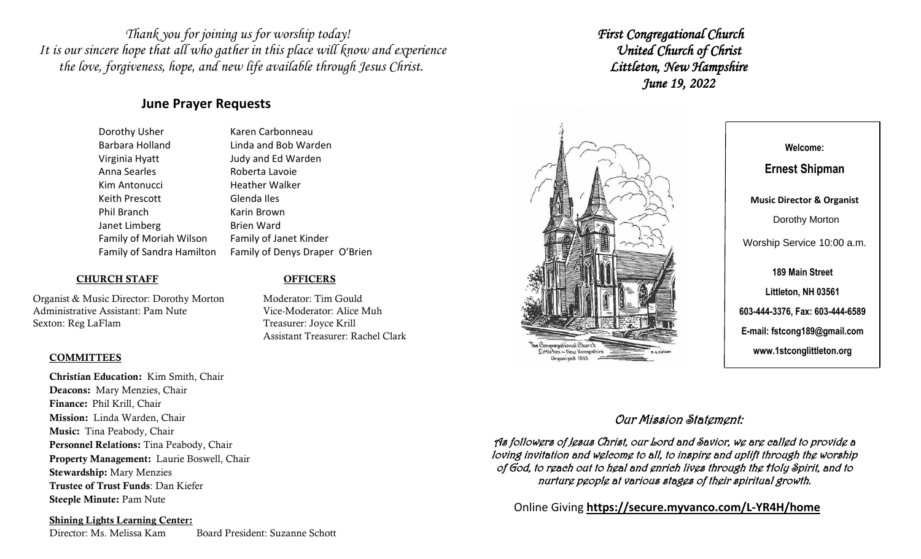*Thank you for joining us for worship today!*
*It is our sincere hope that all who gather in this place will know and experience the love, forgiveness, hope, and new life available through Jesus Christ.*

## June Prayer Requests

| | |
|---|---|
| Dorothy Usher | Karen Carbonneau |
| Barbara Holland | Linda and Bob Warden |
| Virginia Hyatt | Judy and Ed Warden |
| Anna Searles | Roberta Lavoie |
| Kim Antonucci | Heather Walker |
| Keith Prescott | Glenda Iles |
| Phil Branch | Karin Brown |
| Janet Limberg | Brien Ward |
| Family of Moriah Wilson | Family of Janet Kinder |
| Family of Sandra Hamilton | Family of Denys Draper O'Brien |

**CHURCH STAFF**

Organist & Music Director: Dorothy Morton
Administrative Assistant: Pam Nute
Sexton: Reg LaFlam

**OFFICERS**

Moderator: Tim Gould
Vice-Moderator: Alice Muh
Treasurer: Joyce Krill
Assistant Treasurer: Rachel Clark

**COMMITTEES**

**Christian Education:** Kim Smith, Chair
**Deacons:** Mary Menzies, Chair
**Finance:** Phil Krill, Chair
**Mission:** Linda Warden, Chair
**Music:** Tina Peabody, Chair
**Personnel Relations:** Tina Peabody, Chair
**Property Management:** Laurie Boswell, Chair
**Stewardship:** Mary Menzies
**Trustee of Trust Funds**: Dan Kiefer
**Steeple Minute:** Pam Nute

**Shining Lights Learning Center:**
Director: Ms. Melissa Kam    Board President: Suzanne Schott

*First Congregational Church*
*United Church of Christ*
*Littleton, New Hampshire*
*June 19, 2022*

The Congregational Church
Littleton ~ New Hampshire
Organized 1803

**Welcome:**

**Ernest Shipman**

**Music Director & Organist**

Dorothy Morton

Worship Service 10:00 a.m.

**189 Main Street**

**Littleton, NH 03561**

**603-444-3376, Fax: 603-444-6589**

**E-mail: fstcong189@gmail.com**

**www.1stconglittleton.org**

## *Our Mission Statement:*

*As followers of Jesus Christ, our Lord and Savior, we are called to provide a loving invitation and welcome to all, to inspire and uplift through the worship of God, to reach out to heal and enrich lives through the Holy Spirit, and to nurture people at various stages of their spiritual growth.*

Online Giving **https://secure.myvanco.com/L-YR4H/home**